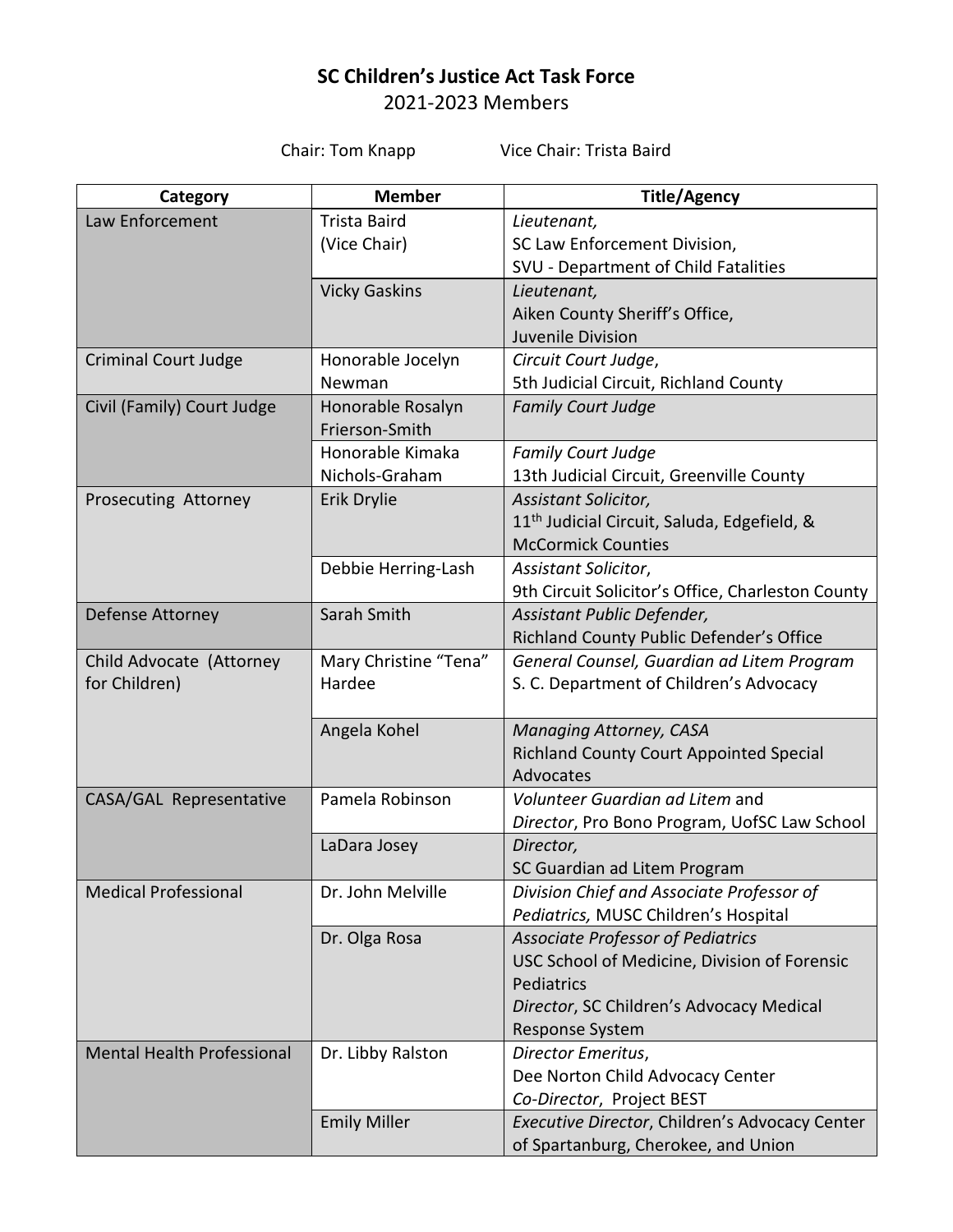# SC Children's Justice Act Task Force

2021-2023 Members

Chair: Tom Knapp Vice Chair: Trista Baird

| Category | Member | Title/Agency |
|---|---|---|
| Law Enforcement | Trista Baird (Vice Chair) | *Lieutenant,* SC Law Enforcement Division, SVU - Department of Child Fatalities |
| | Vicky Gaskins | *Lieutenant,* Aiken County Sheriff's Office, Juvenile Division |
| Criminal Court Judge | Honorable Jocelyn Newman | *Circuit Court Judge*, 5th Judicial Circuit, Richland County |
| Civil (Family) Court Judge | Honorable Rosalyn Frierson-Smith | *Family Court Judge* |
| | Honorable Kimaka Nichols-Graham | *Family Court Judge* 13th Judicial Circuit, Greenville County |
| Prosecuting Attorney | Erik Drylie | *Assistant Solicitor,* 11th Judicial Circuit, Saluda, Edgefield, & McCormick Counties |
| | Debbie Herring-Lash | *Assistant Solicitor*, 9th Circuit Solicitor's Office, Charleston County |
| Defense Attorney | Sarah Smith | *Assistant Public Defender,* Richland County Public Defender's Office |
| Child Advocate (Attorney for Children) | Mary Christine "Tena" Hardee | *General Counsel, Guardian ad Litem Program* S. C. Department of Children's Advocacy |
| | Angela Kohel | *Managing Attorney, CASA* Richland County Court Appointed Special Advocates |
| CASA/GAL Representative | Pamela Robinson | *Volunteer Guardian ad Litem* and *Director*, Pro Bono Program, UofSC Law School |
| | LaDara Josey | *Director,* SC Guardian ad Litem Program |
| Medical Professional | Dr. John Melville | *Division Chief and Associate Professor of Pediatrics,* MUSC Children's Hospital |
| | Dr. Olga Rosa | *Associate Professor of Pediatrics* USC School of Medicine, Division of Forensic Pediatrics *Director*, SC Children's Advocacy Medical Response System |
| Mental Health Professional | Dr. Libby Ralston | *Director Emeritus*, Dee Norton Child Advocacy Center *Co-Director*, Project BEST |
| | Emily Miller | *Executive Director*, Children's Advocacy Center of Spartanburg, Cherokee, and Union |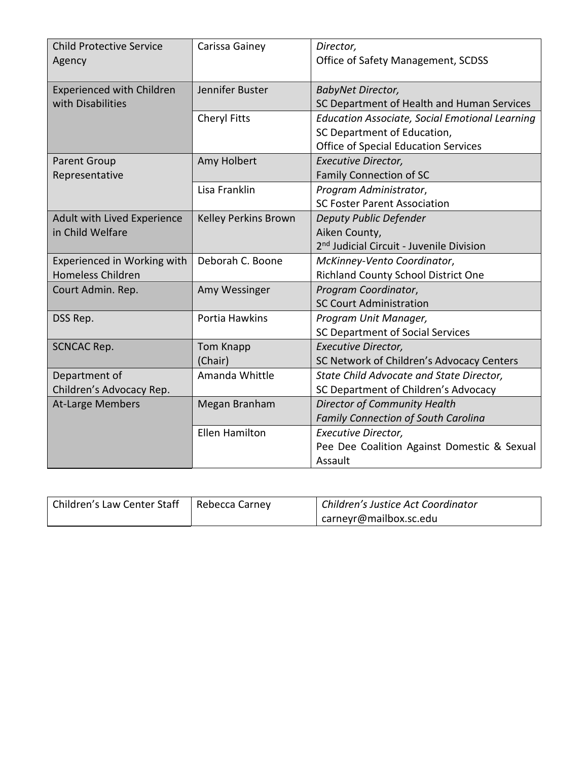| | | |
|---|---|---|
| Child Protective Service Agency | Carissa Gainey | *Director,*<br>Office of Safety Management, SCDSS |
| Experienced with Children with Disabilities | Jennifer Buster | *BabyNet Director,*<br>SC Department of Health and Human Services |
| | Cheryl Fitts | *Education Associate, Social Emotional Learning*<br>SC Department of Education,<br>Office of Special Education Services |
| Parent Group Representative | Amy Holbert | *Executive Director,*<br>Family Connection of SC |
| | Lisa Franklin | *Program Administrator*,<br>SC Foster Parent Association |
| Adult with Lived Experience in Child Welfare | Kelley Perkins Brown | *Deputy Public Defender*<br>Aiken County,<br>2nd Judicial Circuit - Juvenile Division |
| Experienced in Working with Homeless Children | Deborah C. Boone | *McKinney-Vento Coordinator*,<br>Richland County School District One |
| Court Admin. Rep. | Amy Wessinger | *Program Coordinator*,<br>SC Court Administration |
| DSS Rep. | Portia Hawkins | *Program Unit Manager,*<br>SC Department of Social Services |
| SCNCAC Rep. | Tom Knapp<br>(Chair) | *Executive Director,*<br>SC Network of Children's Advocacy Centers |
| Department of Children's Advocacy Rep. | Amanda Whittle | *State Child Advocate and State Director,*<br>SC Department of Children's Advocacy |
| At-Large Members | Megan Branham | *Director of Community Health*<br>*Family Connection of South Carolina* |
| | Ellen Hamilton | *Executive Director,*<br>Pee Dee Coalition Against Domestic & Sexual Assault |

| | | |
|---|---|---|
| Children's Law Center Staff | Rebecca Carney | *Children's Justice Act Coordinator*<br>carneyr@mailbox.sc.edu |